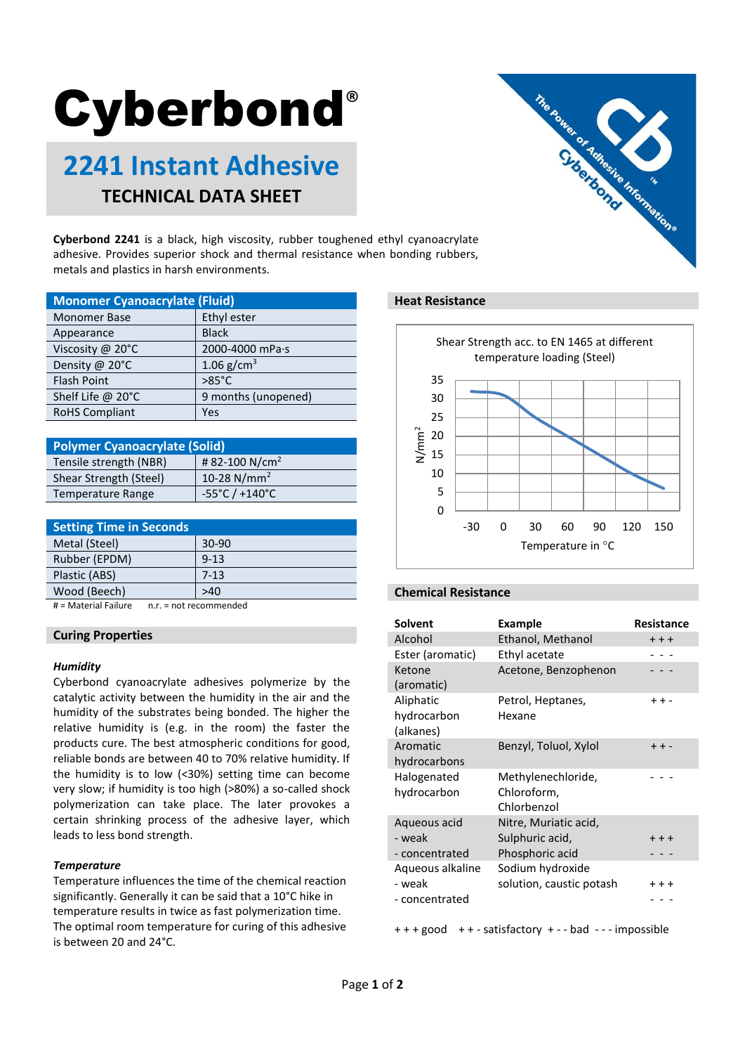# Cyberbond®

## 2241 Instant Adhesive

### TECHNICAL DATA SHEET

**Cyberbond 2241** is a black, high viscosity, rubber toughened ethyl cyanoacrylate adhesive. Provides superior shock and thermal resistance when bonding rubbers, metals and plastics in harsh environments.

| Monomer Cyanoacrylate (Fluid) | |
|---|---|
| Monomer Base | Ethyl ester |
| Appearance | Black |
| Viscosity @ 20°C | 2000-4000 mPa·s |
| Density @ 20°C | 1.06 g/cm$^3$ |
| Flash Point | >85°C |
| Shelf Life @ 20°C | 9 months (unopened) |
| RoHS Compliant | Yes |

| Polymer Cyanoacrylate (Solid) | |
|---|---|
| Tensile strength (NBR) | # 82-100 N/cm$^2$ |
| Shear Strength (Steel) | 10-28 N/mm$^2$ |
| Temperature Range | -55°C / +140°C |

| Setting Time in Seconds | |
|---|---|
| Metal (Steel) | 30-90 |
| Rubber (EPDM) | 9-13 |
| Plastic (ABS) | 7-13 |
| Wood (Beech) | >40 |

\# = Material Failure n.r. = not recommended

## Curing Properties

***Humidity***

Cyberbond cyanoacrylate adhesives polymerize by the catalytic activity between the humidity in the air and the humidity of the substrates being bonded. The higher the relative humidity is (e.g. in the room) the faster the products cure. The best atmospheric conditions for good, reliable bonds are between 40 to 70% relative humidity. If the humidity is to low (<30%) setting time can become very slow; if humidity is too high (>80%) a so-called shock polymerization can take place. The later provokes a certain shrinking process of the adhesive layer, which leads to less bond strength.

***Temperature***

Temperature influences the time of the chemical reaction significantly. Generally it can be said that a 10°C hike in temperature results in twice as fast polymerization time. The optimal room temperature for curing of this adhesive is between 20 and 24°C.

## Heat Resistance

Shear Strength acc. to EN 1465 at different temperature loading (Steel)

(Chart: N/mm$^2$ (0–35) vs. Temperature in °C (-30 to 150))

## Chemical Resistance

| Solvent | Example | Resistance |
|---|---|---|
| Alcohol | Ethanol, Methanol | + + + |
| Ester (aromatic) | Ethyl acetate | - - - |
| Ketone (aromatic) | Acetone, Benzophenon | - - - |
| Aliphatic hydrocarbon (alkanes) | Petrol, Heptanes, Hexane | + + - |
| Aromatic hydrocarbons | Benzyl, Toluol, Xylol | + + - |
| Halogenated hydrocarbon | Methylenechloride, Chloroform, Chlorbenzol | - - - |
| Aqueous acid - weak - concentrated | Nitre, Muriatic acid, Sulphuric acid, Phosphoric acid | + + + / - - - |
| Aqueous alkaline - weak - concentrated | Sodium hydroxide solution, caustic potash | + + + / - - - |

+ + + good + + - satisfactory + - - bad - - - impossible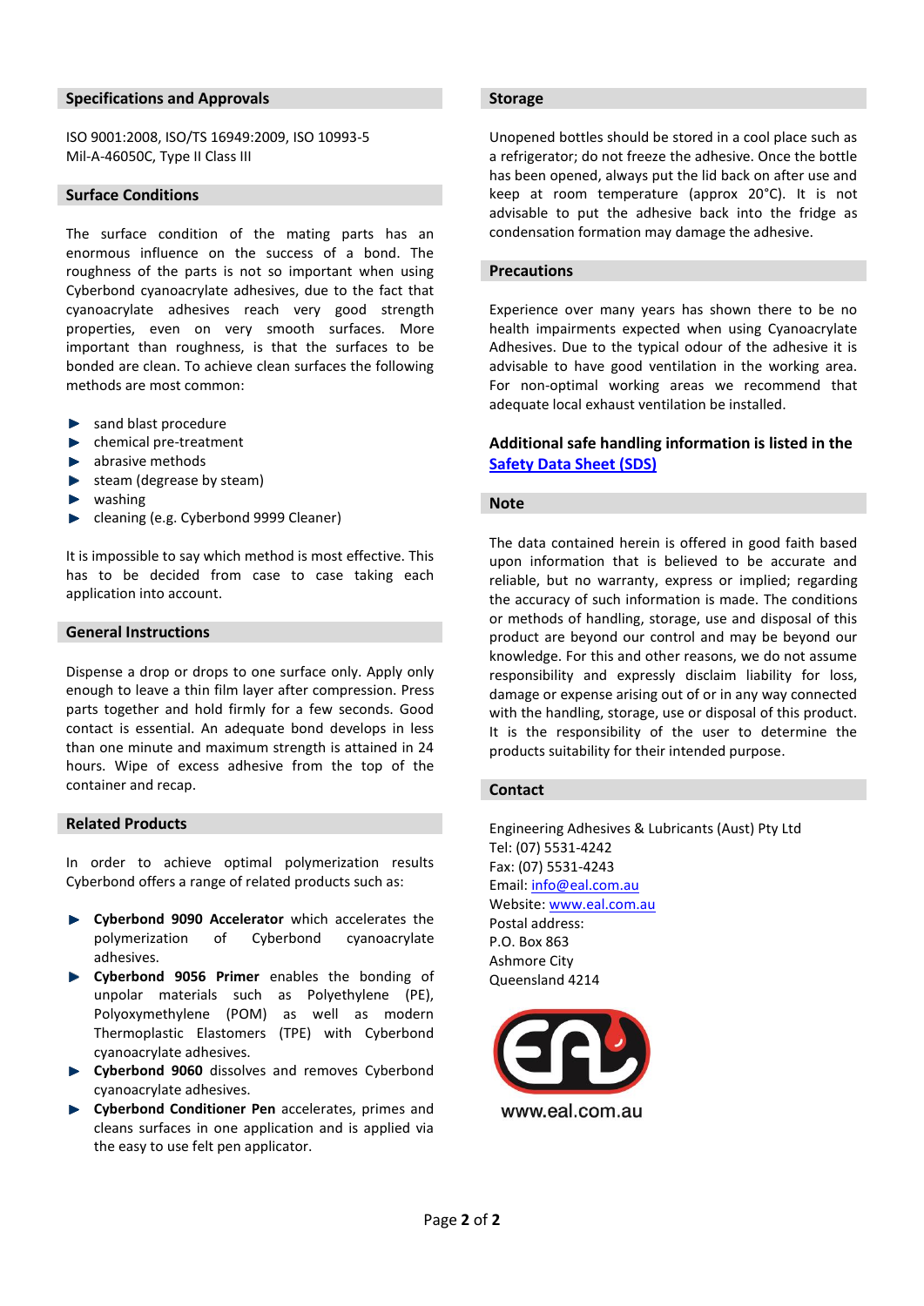## Specifications and Approvals

ISO 9001:2008, ISO/TS 16949:2009, ISO 10993-5
Mil-A-46050C, Type II Class III

## Surface Conditions

The surface condition of the mating parts has an enormous influence on the success of a bond. The roughness of the parts is not so important when using Cyberbond cyanoacrylate adhesives, due to the fact that cyanoacrylate adhesives reach very good strength properties, even on very smooth surfaces. More important than roughness, is that the surfaces to be bonded are clean. To achieve clean surfaces the following methods are most common:

- sand blast procedure
- chemical pre-treatment
- abrasive methods
- steam (degrease by steam)
- washing
- cleaning (e.g. Cyberbond 9999 Cleaner)

It is impossible to say which method is most effective. This has to be decided from case to case taking each application into account.

## General Instructions

Dispense a drop or drops to one surface only. Apply only enough to leave a thin film layer after compression. Press parts together and hold firmly for a few seconds. Good contact is essential. An adequate bond develops in less than one minute and maximum strength is attained in 24 hours. Wipe of excess adhesive from the top of the container and recap.

## Related Products

In order to achieve optimal polymerization results Cyberbond offers a range of related products such as:

- **Cyberbond 9090 Accelerator** which accelerates the polymerization of Cyberbond cyanoacrylate adhesives.
- **Cyberbond 9056 Primer** enables the bonding of unpolar materials such as Polyethylene (PE), Polyoxymethylene (POM) as well as modern Thermoplastic Elastomers (TPE) with Cyberbond cyanoacrylate adhesives.
- **Cyberbond 9060** dissolves and removes Cyberbond cyanoacrylate adhesives.
- **Cyberbond Conditioner Pen** accelerates, primes and cleans surfaces in one application and is applied via the easy to use felt pen applicator.

## Storage

Unopened bottles should be stored in a cool place such as a refrigerator; do not freeze the adhesive. Once the bottle has been opened, always put the lid back on after use and keep at room temperature (approx 20°C). It is not advisable to put the adhesive back into the fridge as condensation formation may damage the adhesive.

## Precautions

Experience over many years has shown there to be no health impairments expected when using Cyanoacrylate Adhesives. Due to the typical odour of the adhesive it is advisable to have good ventilation in the working area. For non-optimal working areas we recommend that adequate local exhaust ventilation be installed.

### Additional safe handling information is listed in the [Safety Data Sheet (SDS)]

## Note

The data contained herein is offered in good faith based upon information that is believed to be accurate and reliable, but no warranty, express or implied; regarding the accuracy of such information is made. The conditions or methods of handling, storage, use and disposal of this product are beyond our control and may be beyond our knowledge. For this and other reasons, we do not assume responsibility and expressly disclaim liability for loss, damage or expense arising out of or in any way connected with the handling, storage, use or disposal of this product. It is the responsibility of the user to determine the products suitability for their intended purpose.

## Contact

Engineering Adhesives & Lubricants (Aust) Pty Ltd
Tel: (07) 5531-4242
Fax: (07) 5531-4243
Email: info@eal.com.au
Website: www.eal.com.au
Postal address:
P.O. Box 863
Ashmore City
Queensland 4214

www.eal.com.au